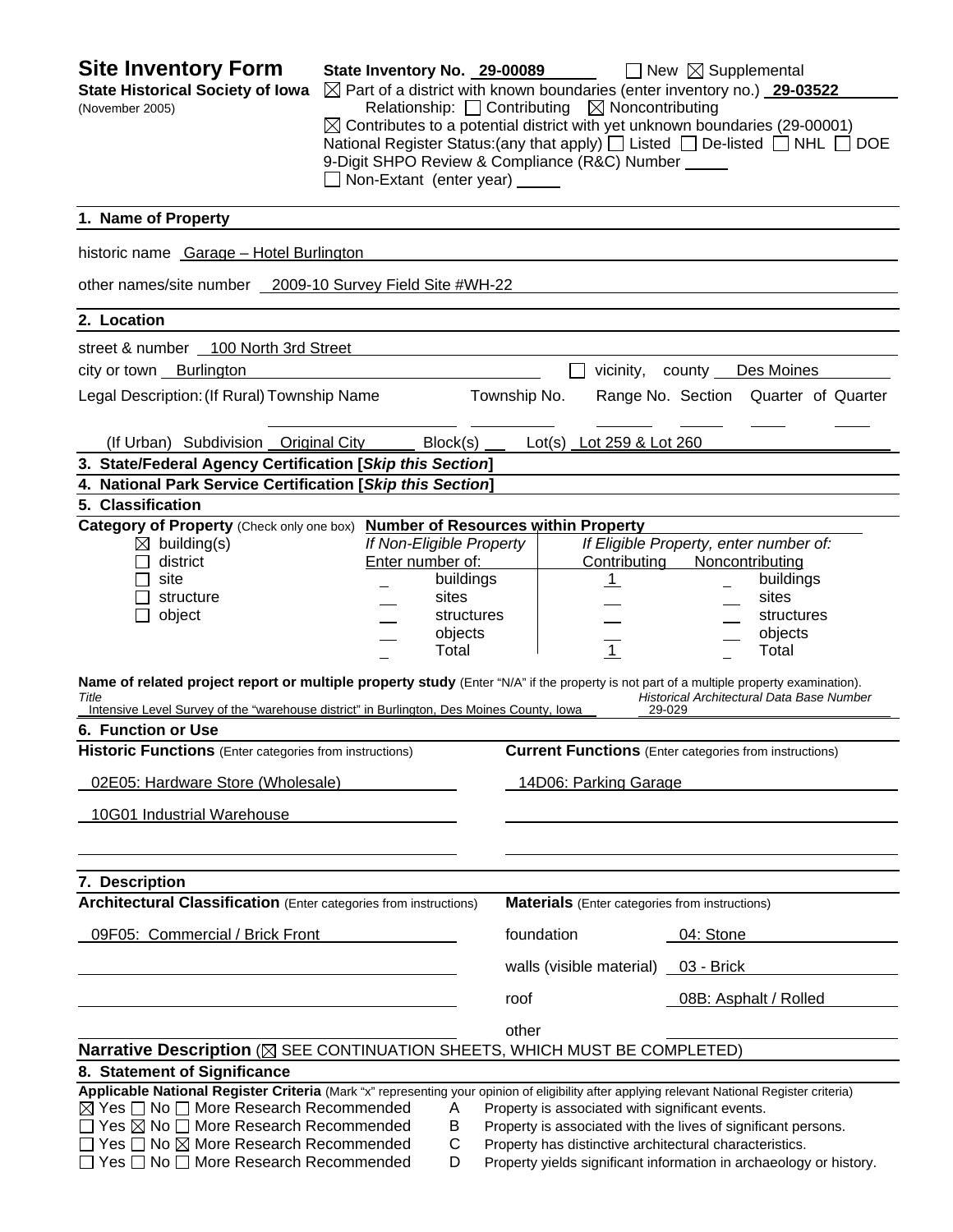# Site Inventory Form

**State Historical Society of Iowa**
(November 2005)

**State Inventory No.** 29-00089 ☐ New ☒ Supplemental

☒ Part of a district with known boundaries (enter inventory no.) **29-03522**

Relationship: ☐ Contributing ☒ Noncontributing

☒ Contributes to a potential district with yet unknown boundaries (29-00001)

National Register Status:(any that apply) ☐ Listed ☐ De-listed ☐ NHL ☐ DOE

9-Digit SHPO Review & Compliance (R&C) Number ____

☐ Non-Extant (enter year) ____

## 1. Name of Property

historic name Garage – Hotel Burlington

other names/site number 2009-10 Survey Field Site #WH-22

## 2. Location

street & number 100 North 3rd Street

city or town Burlington ☐ vicinity, county Des Moines

Legal Description: (If Rural) Township Name ____ Township No. ____ Range No. ____ Section ____ Quarter of Quarter ____

(If Urban) Subdivision Original City Block(s) ____ Lot(s) Lot 259 & Lot 260

## 3. State/Federal Agency Certification [*Skip this Section*]

## 4. National Park Service Certification [*Skip this Section*]

## 5. Classification

**Category of Property** (Check only one box)

☒ building(s)
☐ district
☐ site
☐ structure
☐ object

**Number of Resources within Property**

| If Non-Eligible Property Enter number of: | | If Eligible Property, enter number of: Contributing | Noncontributing | |
|---|---|---|---|---|
| _ | buildings | 1 | _ | buildings |
| _ | sites | _ | _ | sites |
| _ | structures | _ | _ | structures |
| _ | objects | _ | _ | objects |
| _ | Total | 1 | _ | Total |

**Name of related project report or multiple property study** (Enter "N/A" if the property is not part of a multiple property examination).

| *Title* | *Historical Architectural Data Base Number* |
|---|---|
| Intensive Level Survey of the "warehouse district" in Burlington, Des Moines County, Iowa | 29-029 |

## 6. Function or Use

| **Historic Functions** (Enter categories from instructions) | **Current Functions** (Enter categories from instructions) |
|---|---|
| 02E05: Hardware Store (Wholesale) | 14D06: Parking Garage |
| 10G01 Industrial Warehouse | |

## 7. Description

**Architectural Classification** (Enter categories from instructions)

09F05: Commercial / Brick Front

**Materials** (Enter categories from instructions)

| | |
|---|---|
| foundation | 04: Stone |
| walls (visible material) | 03 - Brick |
| roof | 08B: Asphalt / Rolled |
| other | |

**Narrative Description** (☒ SEE CONTINUATION SHEETS, WHICH MUST BE COMPLETED)

## 8. Statement of Significance

**Applicable National Register Criteria** (Mark "x" representing your opinion of eligibility after applying relevant National Register criteria)

☒ Yes ☐ No ☐ More Research Recommended A Property is associated with significant events.
☐ Yes ☒ No ☐ More Research Recommended B Property is associated with the lives of significant persons.
☐ Yes ☐ No ☒ More Research Recommended C Property has distinctive architectural characteristics.
☐ Yes ☐ No ☐ More Research Recommended D Property yields significant information in archaeology or history.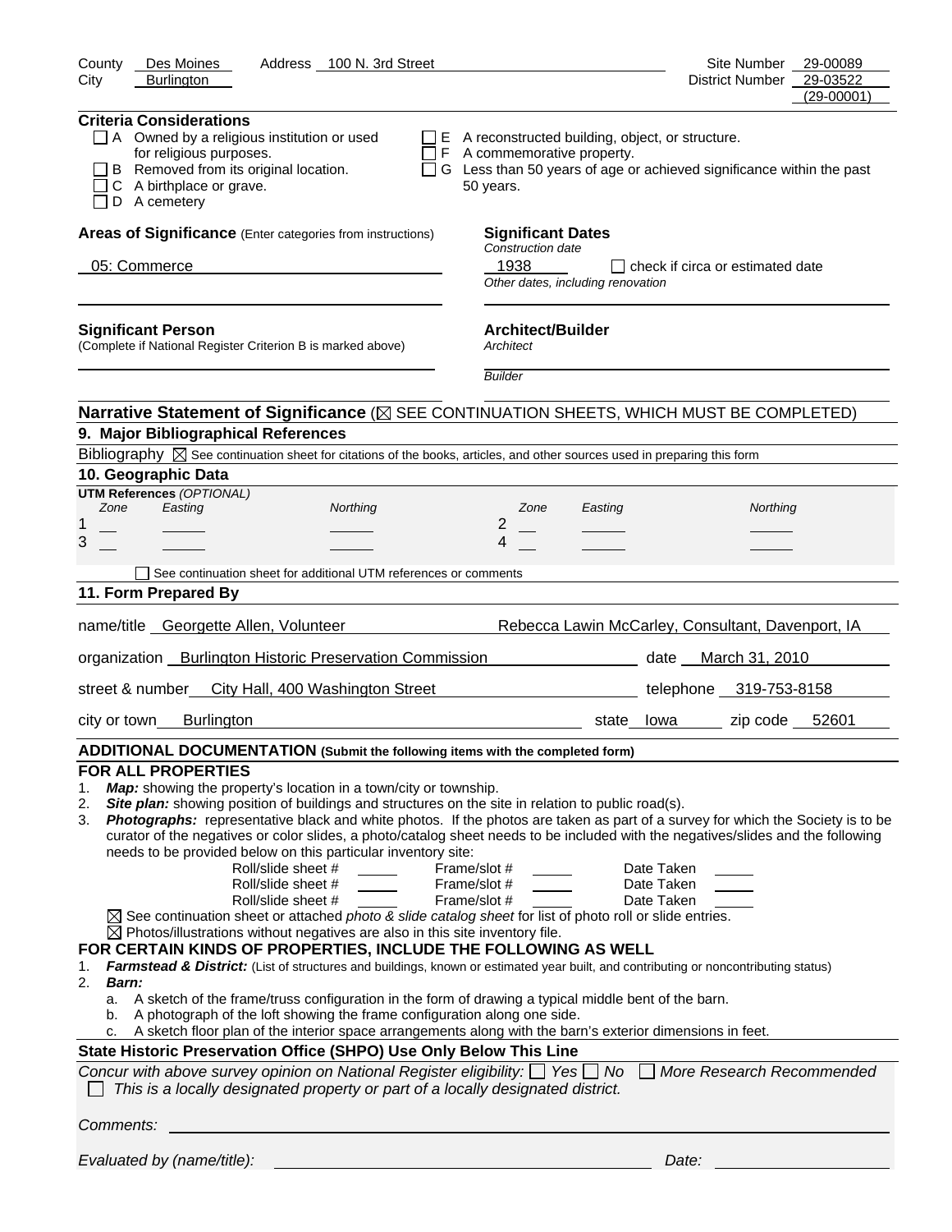County Des Moines Address 100 N. 3rd Street Site Number 29-00089
City Burlington District Number 29-03522 (29-00001)

**Criteria Considerations**

- ☐ A Owned by a religious institution or used for religious purposes.
- ☐ B Removed from its original location.
- ☐ C A birthplace or grave.
- ☐ D A cemetery
- ☐ E A reconstructed building, object, or structure.
- ☐ F A commemorative property.
- ☐ G Less than 50 years of age or achieved significance within the past 50 years.

**Areas of Significance** (Enter categories from instructions)

05: Commerce

**Significant Dates**

*Construction date*

1938 ☐ check if circa or estimated date

*Other dates, including renovation*

**Significant Person**

(Complete if National Register Criterion B is marked above)

**Architect/Builder**

*Architect*

*Builder*

**Narrative Statement of Significance** (☒ SEE CONTINUATION SHEETS, WHICH MUST BE COMPLETED)

## 9. Major Bibliographical References

Bibliography ☒ See continuation sheet for citations of the books, articles, and other sources used in preparing this form

## 10. Geographic Data

**UTM References** *(OPTIONAL)*

| | Zone | Easting | Northing | | Zone | Easting | Northing |
|---|---|---|---|---|---|---|---|
| 1 | | | | 2 | | | |
| 3 | | | | 4 | | | |

☐ See continuation sheet for additional UTM references or comments

## 11. Form Prepared By

name/title Georgette Allen, Volunteer Rebecca Lawin McCarley, Consultant, Davenport, IA

organization Burlington Historic Preservation Commission date March 31, 2010

street & number City Hall, 400 Washington Street telephone 319-753-8158

city or town Burlington state Iowa zip code 52601

**ADDITIONAL DOCUMENTATION (Submit the following items with the completed form)**

**FOR ALL PROPERTIES**

1. ***Map:*** showing the property's location in a town/city or township.
2. ***Site plan:*** showing position of buildings and structures on the site in relation to public road(s).
3. ***Photographs:*** representative black and white photos. If the photos are taken as part of a survey for which the Society is to be curator of the negatives or color slides, a photo/catalog sheet needs to be included with the negatives/slides and the following needs to be provided below on this particular inventory site:

| Roll/slide sheet # | Frame/slot # | Date Taken |
|---|---|---|
| | | |
| | | |
| | | |

☒ See continuation sheet or attached *photo & slide catalog sheet* for list of photo roll or slide entries.

☒ Photos/illustrations without negatives are also in this site inventory file.

**FOR CERTAIN KINDS OF PROPERTIES, INCLUDE THE FOLLOWING AS WELL**

1. ***Farmstead & District:*** (List of structures and buildings, known or estimated year built, and contributing or noncontributing status)
2. ***Barn:***
   a. A sketch of the frame/truss configuration in the form of drawing a typical middle bent of the barn.
   b. A photograph of the loft showing the frame configuration along one side.
   c. A sketch floor plan of the interior space arrangements along with the barn's exterior dimensions in feet.

**State Historic Preservation Office (SHPO) Use Only Below This Line**

*Concur with above survey opinion on National Register eligibility:* ☐ *Yes* ☐ *No* ☐ *More Research Recommended*

☐ *This is a locally designated property or part of a locally designated district.*

*Comments:*

*Evaluated by (name/title):* *Date:*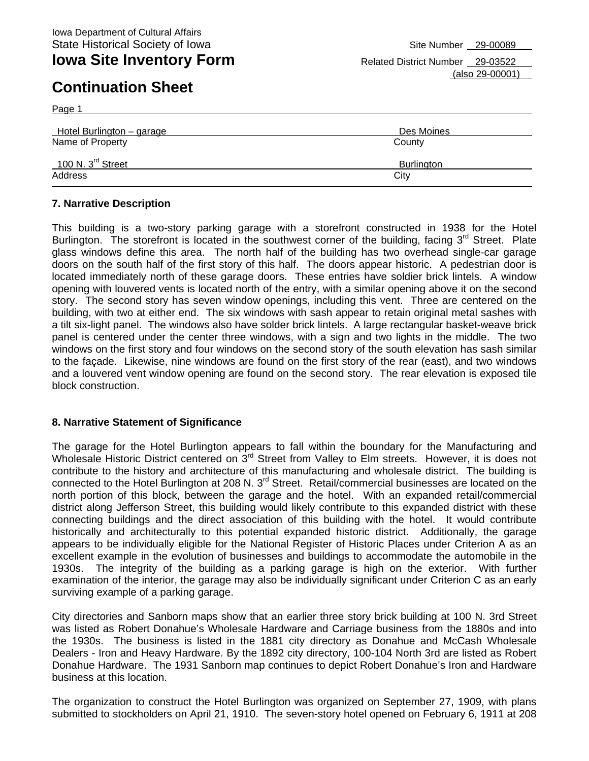Iowa Department of Cultural Affairs
State Historical Society of Iowa

Site Number 29-00089

# Iowa Site Inventory Form

Related District Number 29-03522 (also 29-00001)

# Continuation Sheet

Page 1

| Hotel Burlington – garage | Des Moines |
|---|---|
| Name of Property | County |
| 100 N. 3rd Street | Burlington |
| Address | City |

### 7. Narrative Description

This building is a two-story parking garage with a storefront constructed in 1938 for the Hotel Burlington. The storefront is located in the southwest corner of the building, facing 3rd Street. Plate glass windows define this area. The north half of the building has two overhead single-car garage doors on the south half of the first story of this half. The doors appear historic. A pedestrian door is located immediately north of these garage doors. These entries have soldier brick lintels. A window opening with louvered vents is located north of the entry, with a similar opening above it on the second story. The second story has seven window openings, including this vent. Three are centered on the building, with two at either end. The six windows with sash appear to retain original metal sashes with a tilt six-light panel. The windows also have solder brick lintels. A large rectangular basket-weave brick panel is centered under the center three windows, with a sign and two lights in the middle. The two windows on the first story and four windows on the second story of the south elevation has sash similar to the façade. Likewise, nine windows are found on the first story of the rear (east), and two windows and a louvered vent window opening are found on the second story. The rear elevation is exposed tile block construction.

### 8. Narrative Statement of Significance

The garage for the Hotel Burlington appears to fall within the boundary for the Manufacturing and Wholesale Historic District centered on 3rd Street from Valley to Elm streets. However, it is does not contribute to the history and architecture of this manufacturing and wholesale district. The building is connected to the Hotel Burlington at 208 N. 3rd Street. Retail/commercial businesses are located on the north portion of this block, between the garage and the hotel. With an expanded retail/commercial district along Jefferson Street, this building would likely contribute to this expanded district with these connecting buildings and the direct association of this building with the hotel. It would contribute historically and architecturally to this potential expanded historic district. Additionally, the garage appears to be individually eligible for the National Register of Historic Places under Criterion A as an excellent example in the evolution of businesses and buildings to accommodate the automobile in the 1930s. The integrity of the building as a parking garage is high on the exterior. With further examination of the interior, the garage may also be individually significant under Criterion C as an early surviving example of a parking garage.

City directories and Sanborn maps show that an earlier three story brick building at 100 N. 3rd Street was listed as Robert Donahue's Wholesale Hardware and Carriage business from the 1880s and into the 1930s. The business is listed in the 1881 city directory as Donahue and McCash Wholesale Dealers - Iron and Heavy Hardware. By the 1892 city directory, 100-104 North 3rd are listed as Robert Donahue Hardware. The 1931 Sanborn map continues to depict Robert Donahue's Iron and Hardware business at this location.

The organization to construct the Hotel Burlington was organized on September 27, 1909, with plans submitted to stockholders on April 21, 1910. The seven-story hotel opened on February 6, 1911 at 208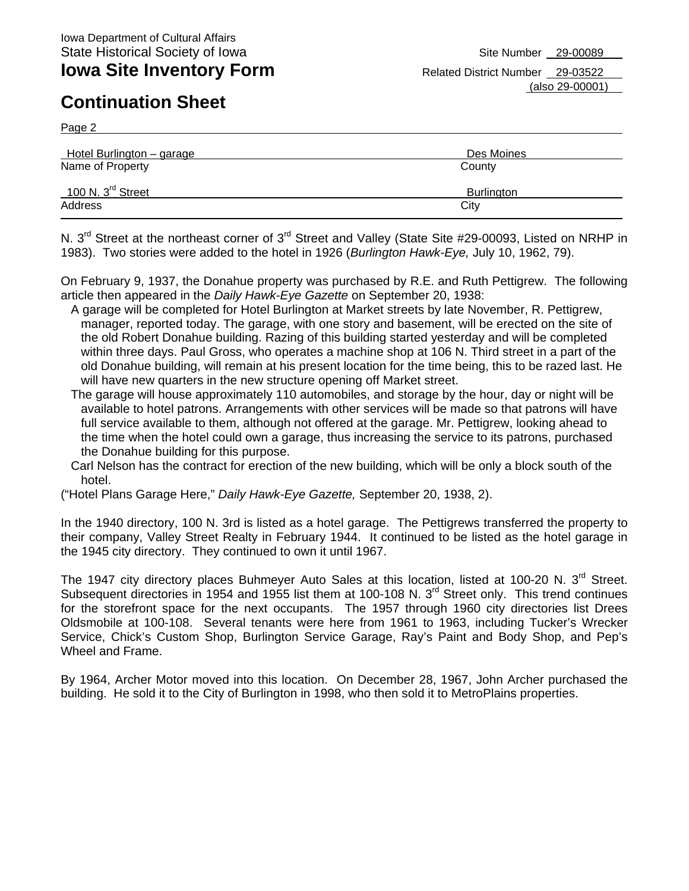Iowa Department of Cultural Affairs
State Historical Society of Iowa

Site Number 29-00089

# Iowa Site Inventory Form

Related District Number 29-03522 (also 29-00001)

## Continuation Sheet

Page 2

| | |
|---|---|
| Hotel Burlington – garage | Des Moines |
| Name of Property | County |
| 100 N. 3rd Street | Burlington |
| Address | City |

N. 3rd Street at the northeast corner of 3rd Street and Valley (State Site #29-00093, Listed on NRHP in 1983). Two stories were added to the hotel in 1926 (*Burlington Hawk-Eye,* July 10, 1962, 79).

On February 9, 1937, the Donahue property was purchased by R.E. and Ruth Pettigrew. The following article then appeared in the *Daily Hawk-Eye Gazette* on September 20, 1938:

> A garage will be completed for Hotel Burlington at Market streets by late November, R. Pettigrew, manager, reported today. The garage, with one story and basement, will be erected on the site of the old Robert Donahue building. Razing of this building started yesterday and will be completed within three days. Paul Gross, who operates a machine shop at 106 N. Third street in a part of the old Donahue building, will remain at his present location for the time being, this to be razed last. He will have new quarters in the new structure opening off Market street.
>
> The garage will house approximately 110 automobiles, and storage by the hour, day or night will be available to hotel patrons. Arrangements with other services will be made so that patrons will have full service available to them, although not offered at the garage. Mr. Pettigrew, looking ahead to the time when the hotel could own a garage, thus increasing the service to its patrons, purchased the Donahue building for this purpose.
>
> Carl Nelson has the contract for erection of the new building, which will be only a block south of the hotel.

("Hotel Plans Garage Here," *Daily Hawk-Eye Gazette,* September 20, 1938, 2).

In the 1940 directory, 100 N. 3rd is listed as a hotel garage. The Pettigrews transferred the property to their company, Valley Street Realty in February 1944. It continued to be listed as the hotel garage in the 1945 city directory. They continued to own it until 1967.

The 1947 city directory places Buhmeyer Auto Sales at this location, listed at 100-20 N. 3rd Street. Subsequent directories in 1954 and 1955 list them at 100-108 N. 3rd Street only. This trend continues for the storefront space for the next occupants. The 1957 through 1960 city directories list Drees Oldsmobile at 100-108. Several tenants were here from 1961 to 1963, including Tucker's Wrecker Service, Chick's Custom Shop, Burlington Service Garage, Ray's Paint and Body Shop, and Pep's Wheel and Frame.

By 1964, Archer Motor moved into this location. On December 28, 1967, John Archer purchased the building. He sold it to the City of Burlington in 1998, who then sold it to MetroPlains properties.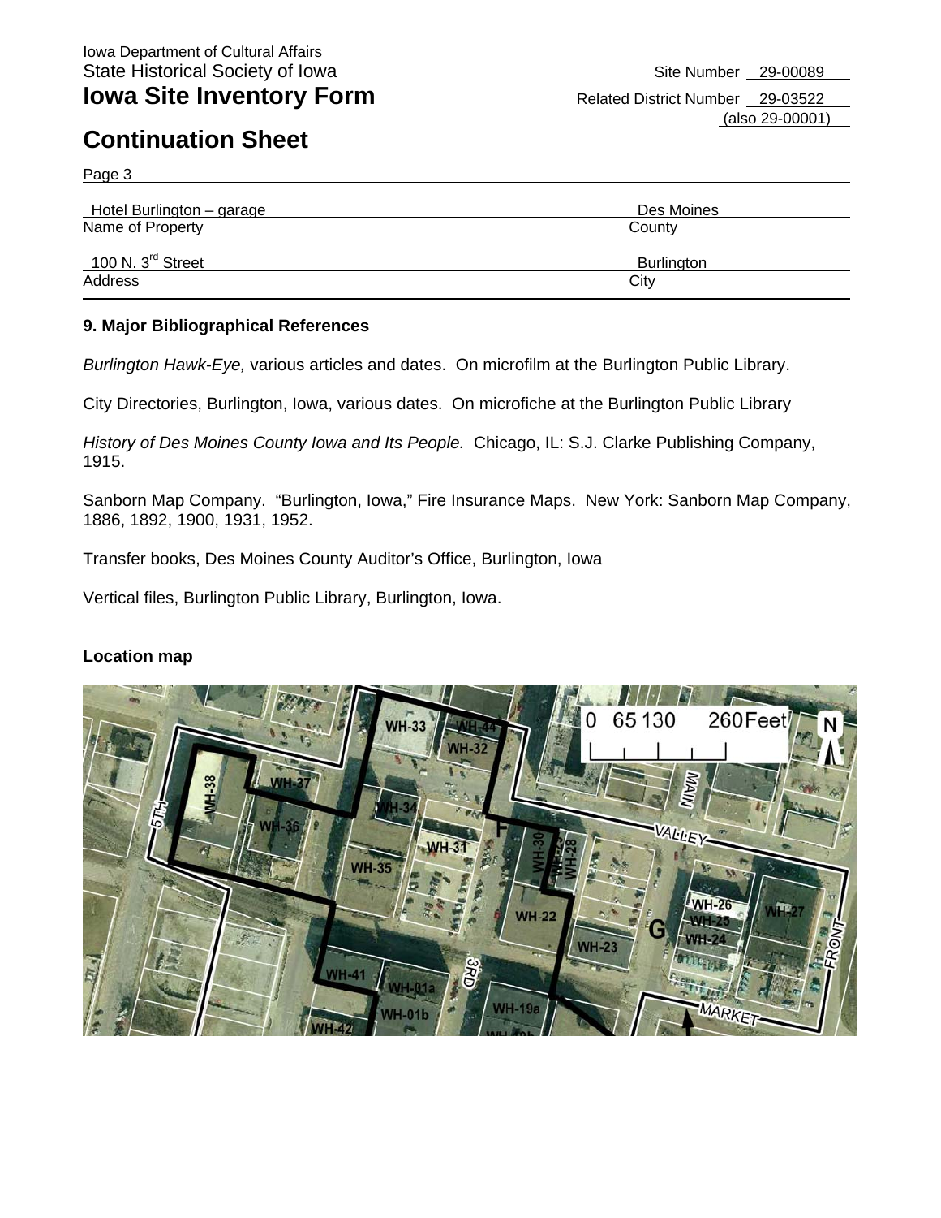Iowa Department of Cultural Affairs
State Historical Society of Iowa

# Iowa Site Inventory Form

Site Number 29-00089
Related District Number 29-03522
(also 29-00001)

## Continuation Sheet

Page 3

| Hotel Burlington – garage | Des Moines |
|---|---|
| Name of Property | County |
| 100 N. 3rd Street | Burlington |
| Address | City |

### 9. Major Bibliographical References

*Burlington Hawk-Eye,* various articles and dates. On microfilm at the Burlington Public Library.

City Directories, Burlington, Iowa, various dates. On microfiche at the Burlington Public Library

*History of Des Moines County Iowa and Its People.* Chicago, IL: S.J. Clarke Publishing Company, 1915.

Sanborn Map Company. "Burlington, Iowa," Fire Insurance Maps. New York: Sanborn Map Company, 1886, 1892, 1900, 1931, 1952.

Transfer books, Des Moines County Auditor's Office, Burlington, Iowa

Vertical files, Burlington Public Library, Burlington, Iowa.

**Location map**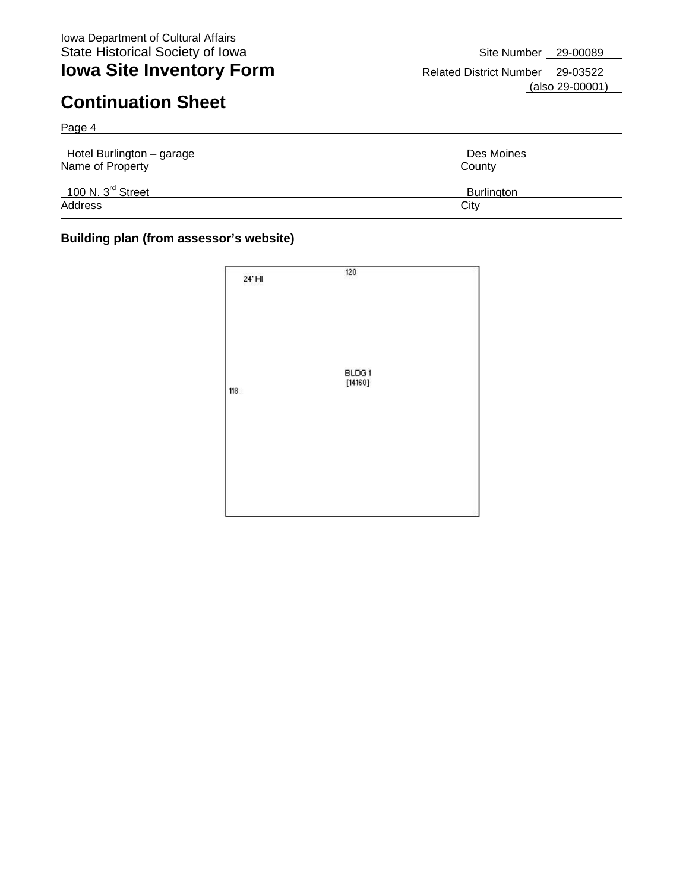Iowa Department of Cultural Affairs
State Historical Society of Iowa

# Iowa Site Inventory Form

# Continuation Sheet

Site Number 29-00089

Related District Number 29-03522 (also 29-00001)

Page 4

| Hotel Burlington – garage | Des Moines |
|---|---|
| Name of Property | County |
| 100 N. 3rd Street | Burlington |
| Address | City |

**Building plan (from assessor's website)**

24' HI

120

BLDG 1
[14160]

118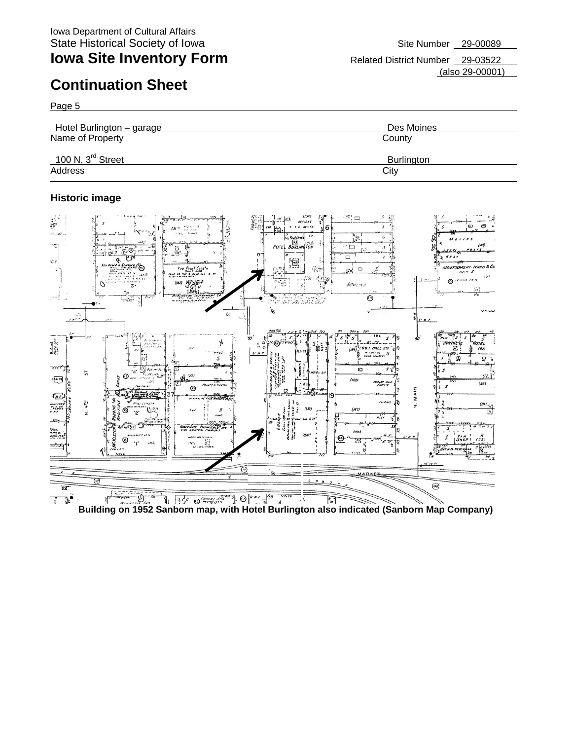Iowa Department of Cultural Affairs
State Historical Society of Iowa

# Iowa Site Inventory Form

Site Number 29-00089
Related District Number 29-03522 (also 29-00001)

## Continuation Sheet

Page 5

Hotel Burlington – garage
Name of Property

Des Moines
County

100 N. 3rd Street
Address

Burlington
City

### Historic image

Building on 1952 Sanborn map, with Hotel Burlington also indicated (Sanborn Map Company)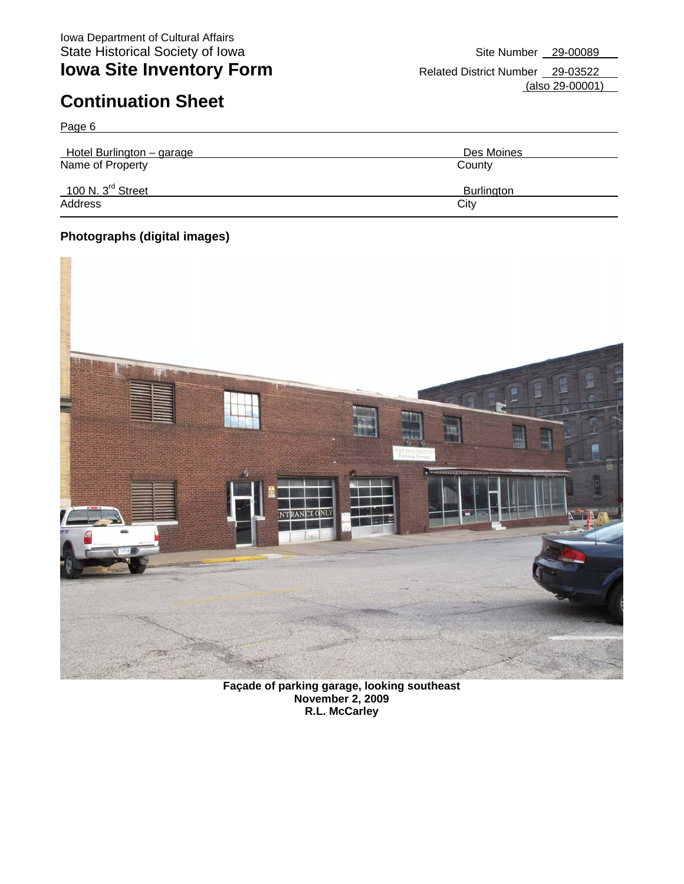Iowa Department of Cultural Affairs
State Historical Society of Iowa

# Iowa Site Inventory Form

Site Number 29-00089
Related District Number 29-03522 (also 29-00001)

## Continuation Sheet

Page 6

| Hotel Burlington – garage | Des Moines |
|---|---|
| Name of Property | County |
| 100 N. 3rd Street | Burlington |
| Address | City |

### Photographs (digital images)

**Façade of parking garage, looking southeast**
**November 2, 2009**
**R.L. McCarley**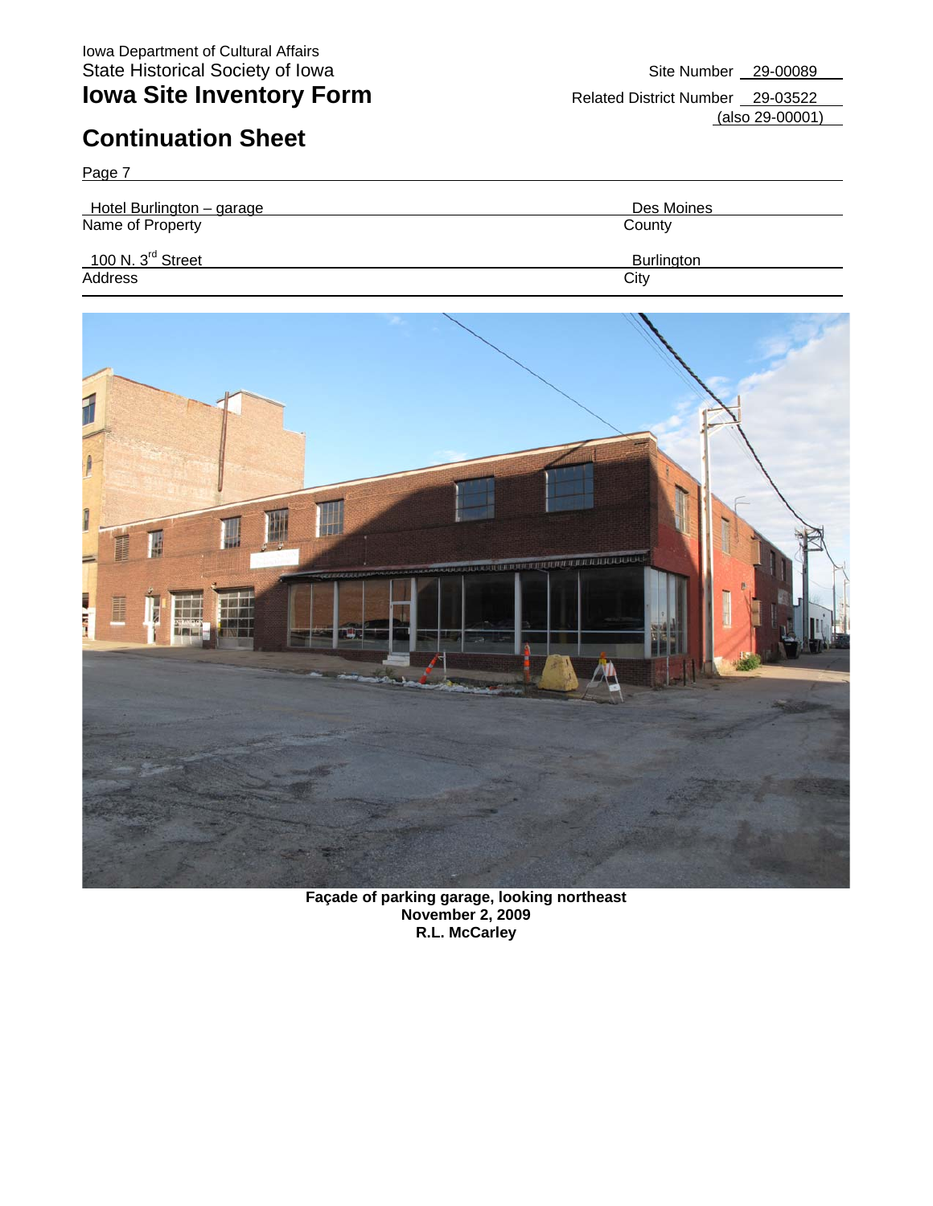Iowa Department of Cultural Affairs
State Historical Society of Iowa

# Iowa Site Inventory Form

Site Number 29-00089

Related District Number 29-03522 (also 29-00001)

## Continuation Sheet

Page 7

| Name of Property | County |
|---|---|
| Hotel Burlington – garage | Des Moines |

| Address | City |
|---|---|
| 100 N. 3rd Street | Burlington |

**Façade of parking garage, looking northeast**
**November 2, 2009**
**R.L. McCarley**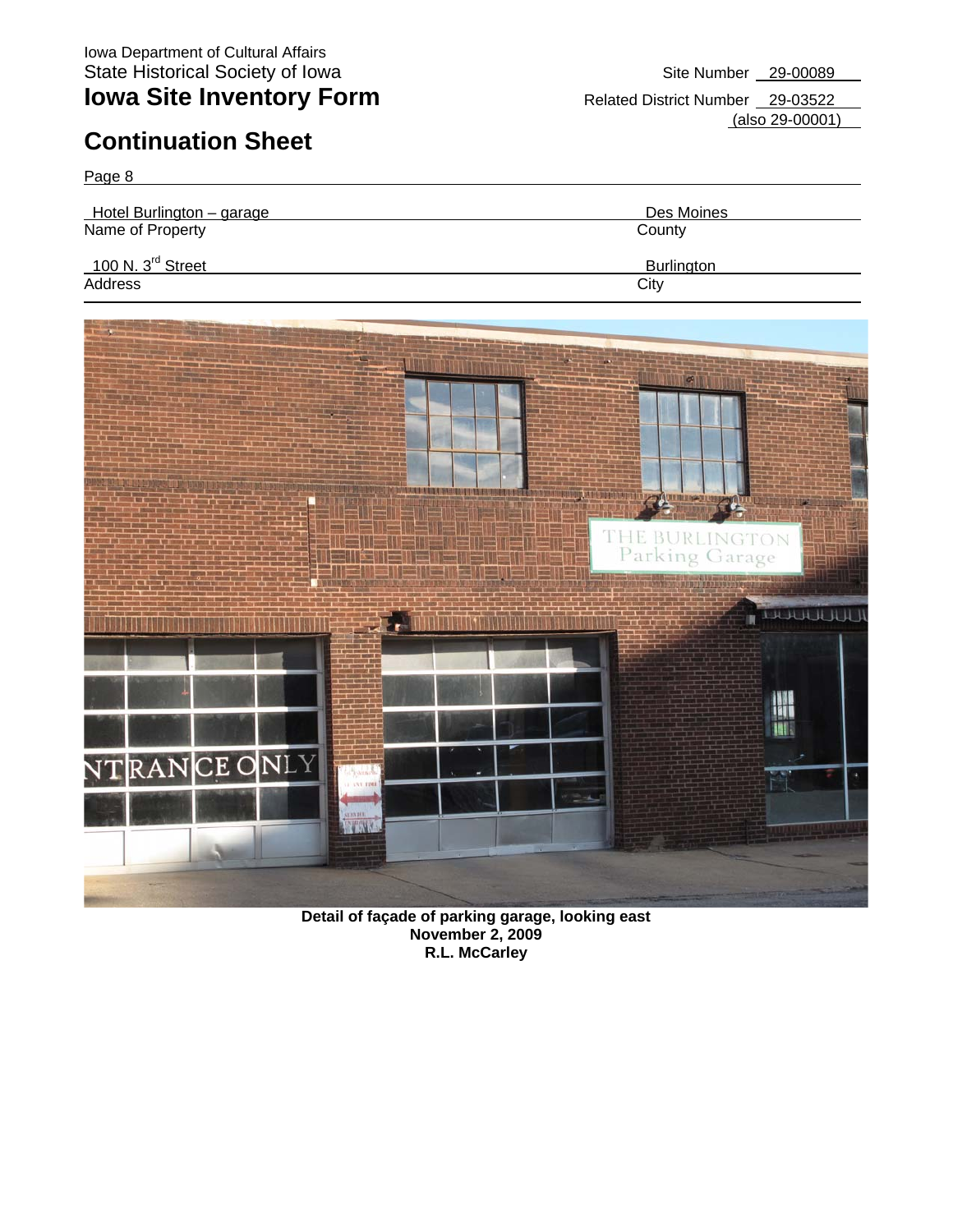Iowa Department of Cultural Affairs
State Historical Society of Iowa

# Iowa Site Inventory Form

Site Number 29-00089

Related District Number 29-03522 (also 29-00001)

## Continuation Sheet

Page 8

| Hotel Burlington – garage | Des Moines |
|---|---|
| Name of Property | County |
| 100 N. 3rd Street | Burlington |
| Address | City |

**Detail of façade of parking garage, looking east**
**November 2, 2009**
**R.L. McCarley**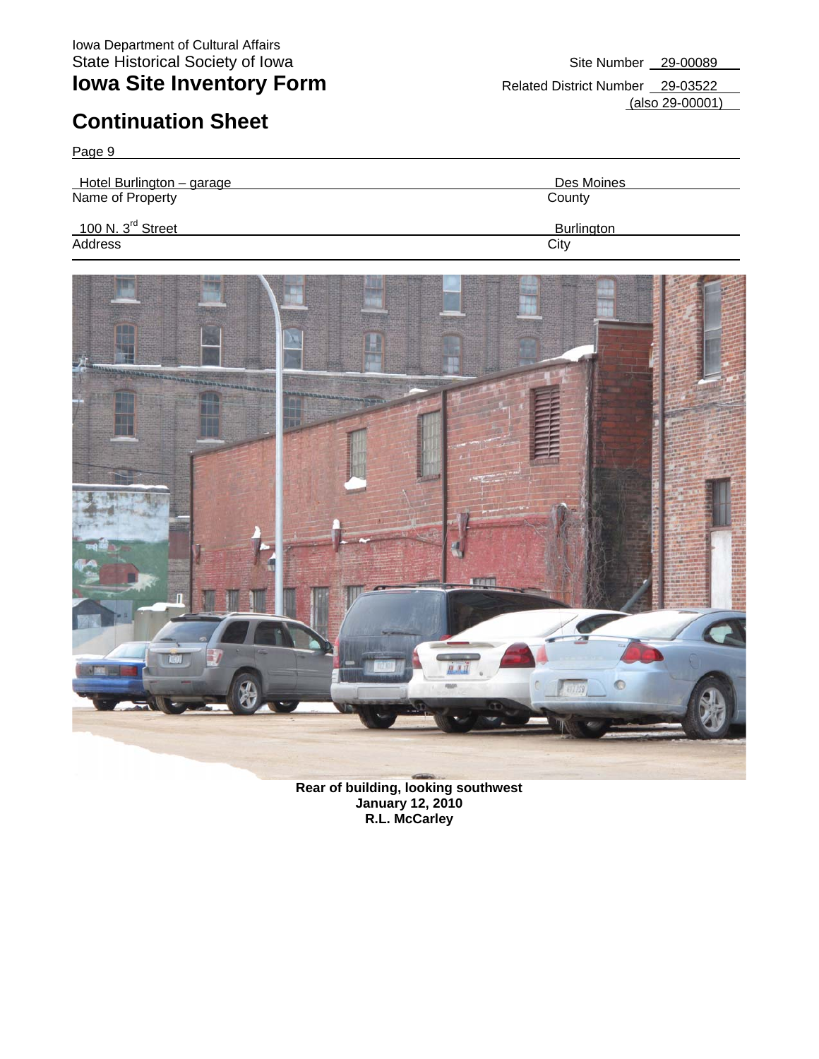Iowa Department of Cultural Affairs
State Historical Society of Iowa

# Iowa Site Inventory Form

Site Number 29-00089

Related District Number 29-03522 (also 29-00001)

## Continuation Sheet

Page 9

| | |
|---|---|
| Hotel Burlington – garage | Des Moines |
| Name of Property | County |
| 100 N. 3rd Street | Burlington |
| Address | City |

**Rear of building, looking southwest**
**January 12, 2010**
**R.L. McCarley**